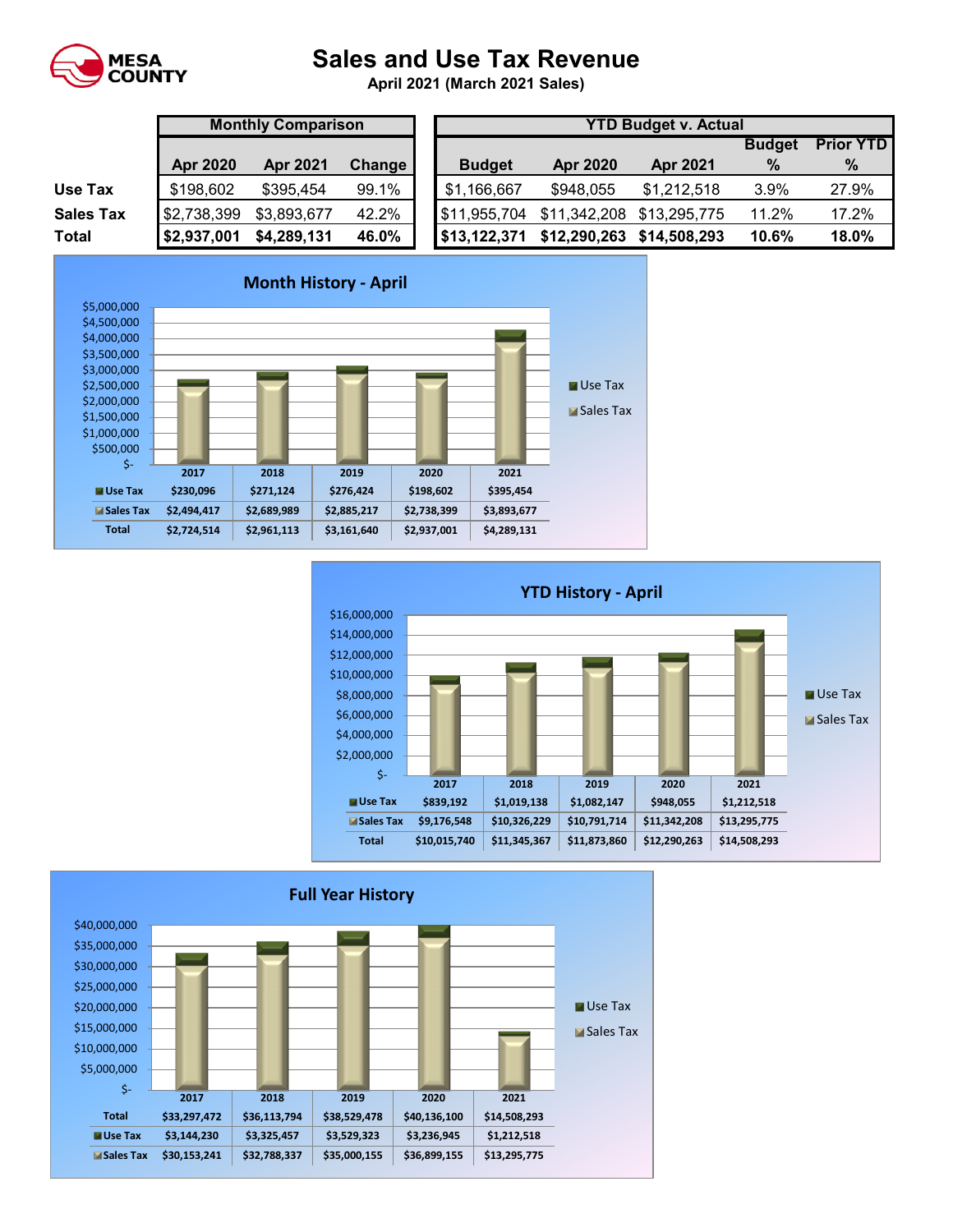MESA COUNTY

# Sales and Use Tax Revenue

**April 2021 (March 2021 Sales)**

| | Monthly Comparison | | | YTD Budget v. Actual | | | | |
|---|---|---|---|---|---|---|---|---|
| | Apr 2020 | Apr 2021 | Change | Budget | Apr 2020 | Apr 2021 | Budget % | Prior YTD % |
| **Use Tax** | $198,602 | $395,454 | 99.1% | $1,166,667 | $948,055 | $1,212,518 | 3.9% | 27.9% |
| **Sales Tax** | $2,738,399 | $3,893,677 | 42.2% | $11,955,704 | $11,342,208 | $13,295,775 | 11.2% | 17.2% |
| **Total** | **$2,937,001** | **$4,289,131** | **46.0%** | **$13,122,371** | **$12,290,263** | **$14,508,293** | **10.6%** | **18.0%** |

## Month History - April

| | 2017 | 2018 | 2019 | 2020 | 2021 |
|---|---|---|---|---|---|
| Use Tax | $230,096 | $271,124 | $276,424 | $198,602 | $395,454 |
| Sales Tax | $2,494,417 | $2,689,989 | $2,885,217 | $2,738,399 | $3,893,677 |
| Total | $2,724,514 | $2,961,113 | $3,161,640 | $2,937,001 | $4,289,131 |

## YTD History - April

| | 2017 | 2018 | 2019 | 2020 | 2021 |
|---|---|---|---|---|---|
| Use Tax | $839,192 | $1,019,138 | $1,082,147 | $948,055 | $1,212,518 |
| Sales Tax | $9,176,548 | $10,326,229 | $10,791,714 | $11,342,208 | $13,295,775 |
| Total | $10,015,740 | $11,345,367 | $11,873,860 | $12,290,263 | $14,508,293 |

## Full Year History

| | 2017 | 2018 | 2019 | 2020 | 2021 |
|---|---|---|---|---|---|
| Total | $33,297,472 | $36,113,794 | $38,529,478 | $40,136,100 | $14,508,293 |
| Use Tax | $3,144,230 | $3,325,457 | $3,529,323 | $3,236,945 | $1,212,518 |
| Sales Tax | $30,153,241 | $32,788,337 | $35,000,155 | $36,899,155 | $13,295,775 |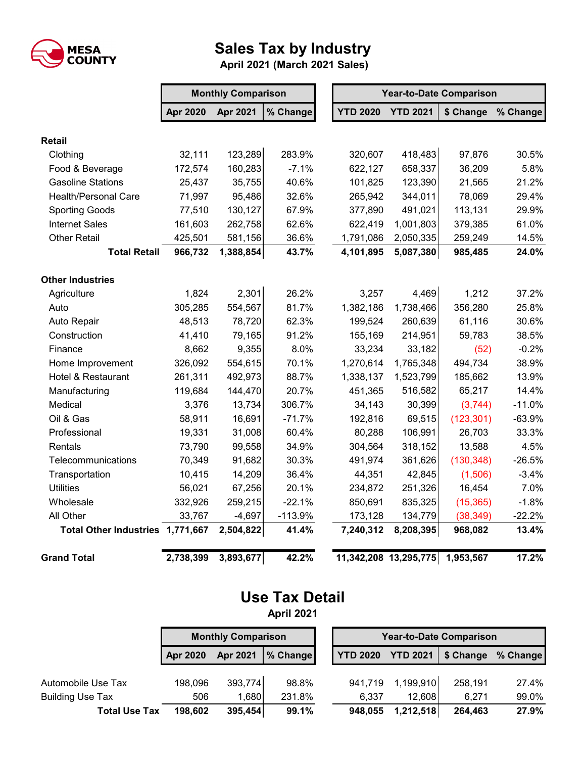MESA COUNTY

# Sales Tax by Industry

**April 2021 (March 2021 Sales)**

| | Monthly Comparison | | | Year-to-Date Comparison | | | |
|---|---|---|---|---|---|---|---|
| | Apr 2020 | Apr 2021 | % Change | YTD 2020 | YTD 2021 | $ Change | % Change |
| **Retail** | | | | | | | |
| Clothing | 32,111 | 123,289 | 283.9% | 320,607 | 418,483 | 97,876 | 30.5% |
| Food & Beverage | 172,574 | 160,283 | -7.1% | 622,127 | 658,337 | 36,209 | 5.8% |
| Gasoline Stations | 25,437 | 35,755 | 40.6% | 101,825 | 123,390 | 21,565 | 21.2% |
| Health/Personal Care | 71,997 | 95,486 | 32.6% | 265,942 | 344,011 | 78,069 | 29.4% |
| Sporting Goods | 77,510 | 130,127 | 67.9% | 377,890 | 491,021 | 113,131 | 29.9% |
| Internet Sales | 161,603 | 262,758 | 62.6% | 622,419 | 1,001,803 | 379,385 | 61.0% |
| Other Retail | 425,501 | 581,156 | 36.6% | 1,791,086 | 2,050,335 | 259,249 | 14.5% |
| **Total Retail** | **966,732** | **1,388,854** | **43.7%** | **4,101,895** | **5,087,380** | **985,485** | **24.0%** |
| **Other Industries** | | | | | | | |
| Agriculture | 1,824 | 2,301 | 26.2% | 3,257 | 4,469 | 1,212 | 37.2% |
| Auto | 305,285 | 554,567 | 81.7% | 1,382,186 | 1,738,466 | 356,280 | 25.8% |
| Auto Repair | 48,513 | 78,720 | 62.3% | 199,524 | 260,639 | 61,116 | 30.6% |
| Construction | 41,410 | 79,165 | 91.2% | 155,169 | 214,951 | 59,783 | 38.5% |
| Finance | 8,662 | 9,355 | 8.0% | 33,234 | 33,182 | (52) | -0.2% |
| Home Improvement | 326,092 | 554,615 | 70.1% | 1,270,614 | 1,765,348 | 494,734 | 38.9% |
| Hotel & Restaurant | 261,311 | 492,973 | 88.7% | 1,338,137 | 1,523,799 | 185,662 | 13.9% |
| Manufacturing | 119,684 | 144,470 | 20.7% | 451,365 | 516,582 | 65,217 | 14.4% |
| Medical | 3,376 | 13,734 | 306.7% | 34,143 | 30,399 | (3,744) | -11.0% |
| Oil & Gas | 58,911 | 16,691 | -71.7% | 192,816 | 69,515 | (123,301) | -63.9% |
| Professional | 19,331 | 31,008 | 60.4% | 80,288 | 106,991 | 26,703 | 33.3% |
| Rentals | 73,790 | 99,558 | 34.9% | 304,564 | 318,152 | 13,588 | 4.5% |
| Telecommunications | 70,349 | 91,682 | 30.3% | 491,974 | 361,626 | (130,348) | -26.5% |
| Transportation | 10,415 | 14,209 | 36.4% | 44,351 | 42,845 | (1,506) | -3.4% |
| Utilities | 56,021 | 67,256 | 20.1% | 234,872 | 251,326 | 16,454 | 7.0% |
| Wholesale | 332,926 | 259,215 | -22.1% | 850,691 | 835,325 | (15,365) | -1.8% |
| All Other | 33,767 | -4,697 | -113.9% | 173,128 | 134,779 | (38,349) | -22.2% |
| **Total Other Industries** | **1,771,667** | **2,504,822** | **41.4%** | **7,240,312** | **8,208,395** | **968,082** | **13.4%** |
| **Grand Total** | **2,738,399** | **3,893,677** | **42.2%** | **11,342,208** | **13,295,775** | **1,953,567** | **17.2%** |

# Use Tax Detail

**April 2021**

| | Monthly Comparison | | | Year-to-Date Comparison | | | |
|---|---|---|---|---|---|---|---|
| | Apr 2020 | Apr 2021 | % Change | YTD 2020 | YTD 2021 | $ Change | % Change |
| Automobile Use Tax | 198,096 | 393,774 | 98.8% | 941,719 | 1,199,910 | 258,191 | 27.4% |
| Building Use Tax | 506 | 1,680 | 231.8% | 6,337 | 12,608 | 6,271 | 99.0% |
| **Total Use Tax** | **198,602** | **395,454** | **99.1%** | **948,055** | **1,212,518** | **264,463** | **27.9%** |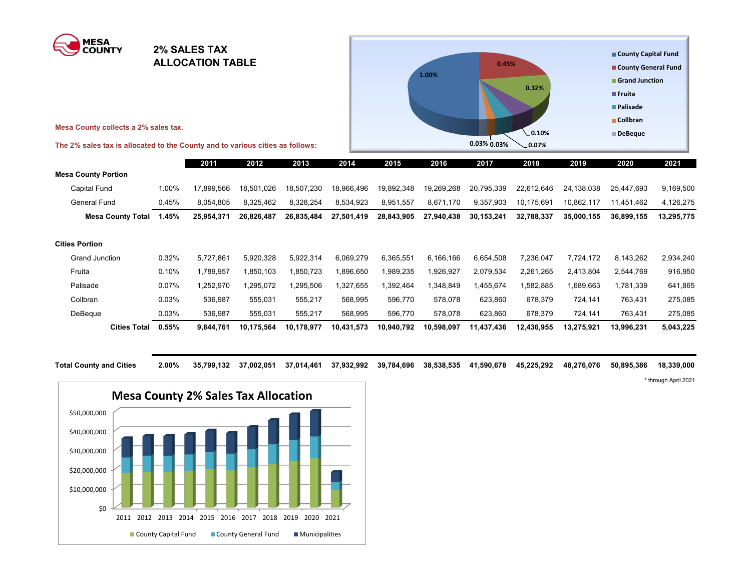MESA COUNTY

## 2% SALES TAX ALLOCATION TABLE

1.00%
0.45%
0.32%
0.10%
0.07%
0.03% 0.03%

County Capital Fund
County General Fund
Grand Junction
Fruita
Palisade
Collbran
DeBeque

**Mesa County collects a 2% sales tax.**

**The 2% sales tax is allocated to the County and to various cities as follows:**

| | | 2011 | 2012 | 2013 | 2014 | 2015 | 2016 | 2017 | 2018 | 2019 | 2020 | 2021 |
|---|---|---|---|---|---|---|---|---|---|---|---|---|
| **Mesa County Portion** | | | | | | | | | | | | |
| Capital Fund | 1.00% | 17,899,566 | 18,501,026 | 18,507,230 | 18,966,496 | 19,892,348 | 19,269,268 | 20,795,339 | 22,612,646 | 24,138,038 | 25,447,693 | 9,169,500 |
| General Fund | 0.45% | 8,054,805 | 8,325,462 | 8,328,254 | 8,534,923 | 8,951,557 | 8,671,170 | 9,357,903 | 10,175,691 | 10,862,117 | 11,451,462 | 4,126,275 |
| **Mesa County Total** | **1.45%** | **25,954,371** | **26,826,487** | **26,835,484** | **27,501,419** | **28,843,905** | **27,940,438** | **30,153,241** | **32,788,337** | **35,000,155** | **36,899,155** | **13,295,775** |
| **Cities Portion** | | | | | | | | | | | | |
| Grand Junction | 0.32% | 5,727,861 | 5,920,328 | 5,922,314 | 6,069,279 | 6,365,551 | 6,166,166 | 6,654,508 | 7,236,047 | 7,724,172 | 8,143,262 | 2,934,240 |
| Fruita | 0.10% | 1,789,957 | 1,850,103 | 1,850,723 | 1,896,650 | 1,989,235 | 1,926,927 | 2,079,534 | 2,261,265 | 2,413,804 | 2,544,769 | 916,950 |
| Palisade | 0.07% | 1,252,970 | 1,295,072 | 1,295,506 | 1,327,655 | 1,392,464 | 1,348,849 | 1,455,674 | 1,582,885 | 1,689,663 | 1,781,339 | 641,865 |
| Collbran | 0.03% | 536,987 | 555,031 | 555,217 | 568,995 | 596,770 | 578,078 | 623,860 | 678,379 | 724,141 | 763,431 | 275,085 |
| DeBeque | 0.03% | 536,987 | 555,031 | 555,217 | 568,995 | 596,770 | 578,078 | 623,860 | 678,379 | 724,141 | 763,431 | 275,085 |
| **Cities Total** | **0.55%** | **9,844,761** | **10,175,564** | **10,178,977** | **10,431,573** | **10,940,792** | **10,598,097** | **11,437,436** | **12,436,955** | **13,275,921** | **13,996,231** | **5,043,225** |
| **Total County and Cities** | **2.00%** | **35,799,132** | **37,002,051** | **37,014,461** | **37,932,992** | **39,784,696** | **38,538,535** | **41,590,678** | **45,225,292** | **48,276,076** | **50,895,386** | **18,339,000** |

\* through April 2021

**Mesa County 2% Sales Tax Allocation**

$50,000,000
$40,000,000
$30,000,000
$20,000,000
$10,000,000
$0

2011 2012 2013 2014 2015 2016 2017 2018 2019 2020 2021

County Capital Fund
County General Fund
Municipalities